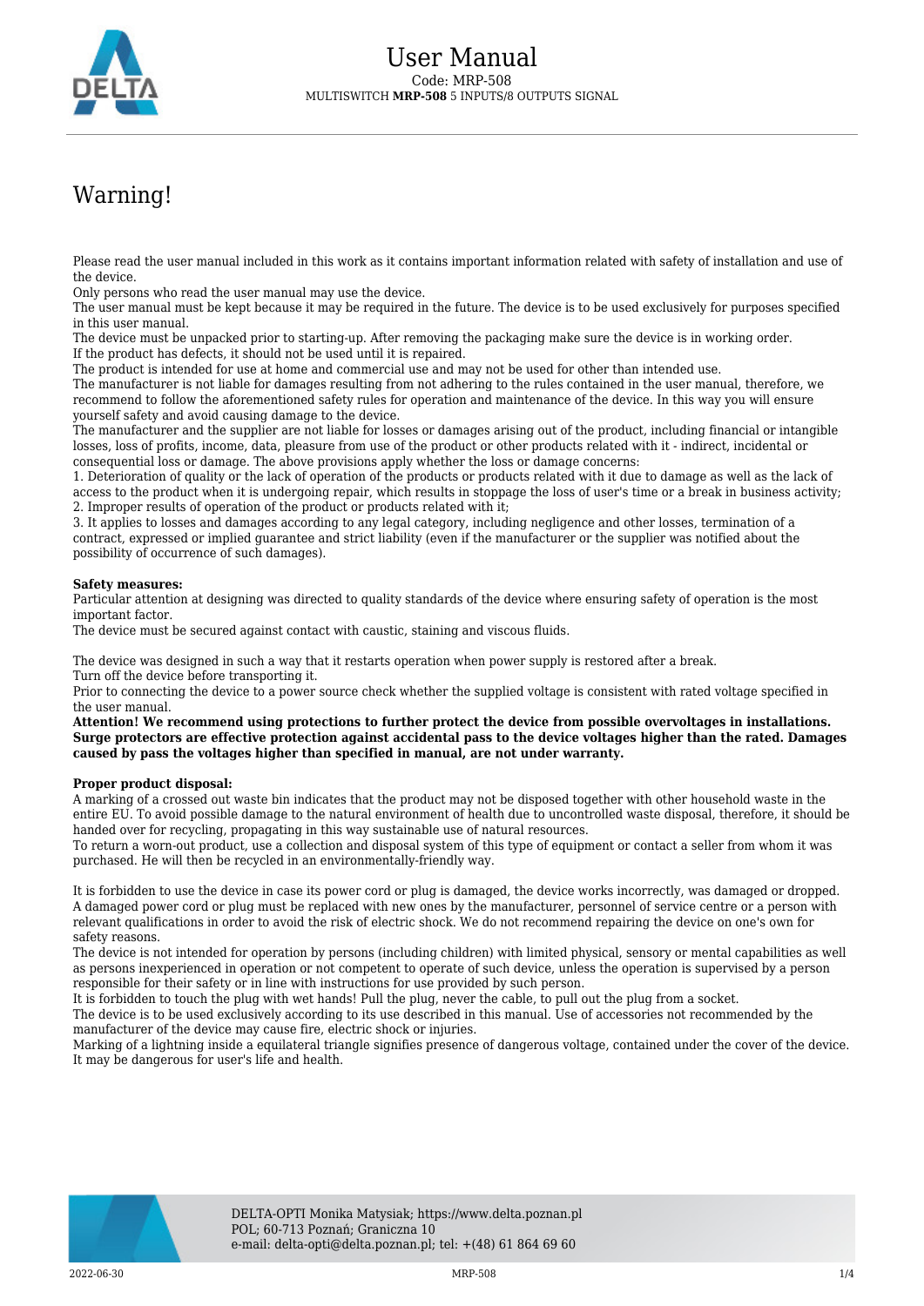# User Manual

Code: MRP-508

MULTISWITCH **MRP-508** 5 INPUTS/8 OUTPUTS SIGNAL

# Warning!

Please read the user manual included in this work as it contains important information related with safety of installation and use of the device.
Only persons who read the user manual may use the device.
The user manual must be kept because it may be required in the future. The device is to be used exclusively for purposes specified in this user manual.
The device must be unpacked prior to starting-up. After removing the packaging make sure the device is in working order.
If the product has defects, it should not be used until it is repaired.
The product is intended for use at home and commercial use and may not be used for other than intended use.
The manufacturer is not liable for damages resulting from not adhering to the rules contained in the user manual, therefore, we recommend to follow the aforementioned safety rules for operation and maintenance of the device. In this way you will ensure yourself safety and avoid causing damage to the device.
The manufacturer and the supplier are not liable for losses or damages arising out of the product, including financial or intangible losses, loss of profits, income, data, pleasure from use of the product or other products related with it - indirect, incidental or consequential loss or damage. The above provisions apply whether the loss or damage concerns:
1. Deterioration of quality or the lack of operation of the products or products related with it due to damage as well as the lack of access to the product when it is undergoing repair, which results in stoppage the loss of user's time or a break in business activity;
2. Improper results of operation of the product or products related with it;
3. It applies to losses and damages according to any legal category, including negligence and other losses, termination of a contract, expressed or implied guarantee and strict liability (even if the manufacturer or the supplier was notified about the possibility of occurrence of such damages).

**Safety measures:**
Particular attention at designing was directed to quality standards of the device where ensuring safety of operation is the most important factor.
The device must be secured against contact with caustic, staining and viscous fluids.

The device was designed in such a way that it restarts operation when power supply is restored after a break.
Turn off the device before transporting it.
Prior to connecting the device to a power source check whether the supplied voltage is consistent with rated voltage specified in the user manual.
**Attention! We recommend using protections to further protect the device from possible overvoltages in installations. Surge protectors are effective protection against accidental pass to the device voltages higher than the rated. Damages caused by pass the voltages higher than specified in manual, are not under warranty.**

**Proper product disposal:**
A marking of a crossed out waste bin indicates that the product may not be disposed together with other household waste in the entire EU. To avoid possible damage to the natural environment of health due to uncontrolled waste disposal, therefore, it should be handed over for recycling, propagating in this way sustainable use of natural resources.
To return a worn-out product, use a collection and disposal system of this type of equipment or contact a seller from whom it was purchased. He will then be recycled in an environmentally-friendly way.

It is forbidden to use the device in case its power cord or plug is damaged, the device works incorrectly, was damaged or dropped. A damaged power cord or plug must be replaced with new ones by the manufacturer, personnel of service centre or a person with relevant qualifications in order to avoid the risk of electric shock. We do not recommend repairing the device on one's own for safety reasons.
The device is not intended for operation by persons (including children) with limited physical, sensory or mental capabilities as well as persons inexperienced in operation or not competent to operate of such device, unless the operation is supervised by a person responsible for their safety or in line with instructions for use provided by such person.
It is forbidden to touch the plug with wet hands! Pull the plug, never the cable, to pull out the plug from a socket.
The device is to be used exclusively according to its use described in this manual. Use of accessories not recommended by the manufacturer of the device may cause fire, electric shock or injuries.
Marking of a lightning inside a equilateral triangle signifies presence of dangerous voltage, contained under the cover of the device. It may be dangerous for user's life and health.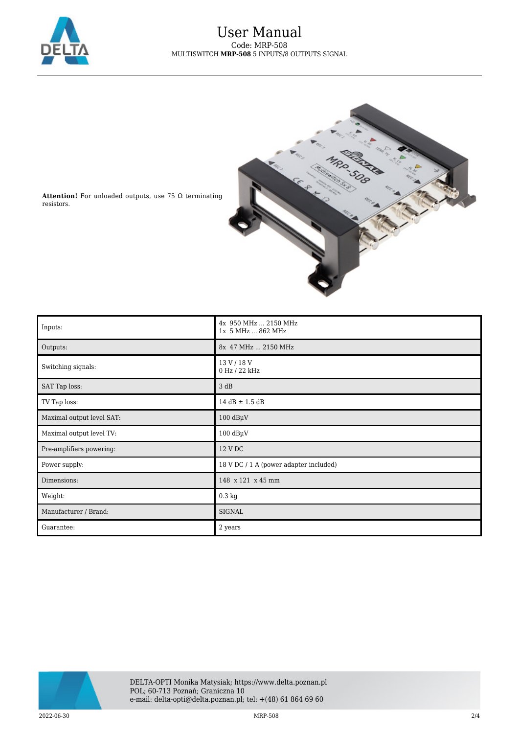**Attention!** For unloaded outputs, use 75 Ω terminating resistors.

| | |
|---|---|
| Inputs: | 4x 950 MHz ... 2150 MHz<br>1x 5 MHz ... 862 MHz |
| Outputs: | 8x 47 MHz ... 2150 MHz |
| Switching signals: | 13 V / 18 V<br>0 Hz / 22 kHz |
| SAT Tap loss: | 3 dB |
| TV Tap loss: | 14 dB ± 1.5 dB |
| Maximal output level SAT: | 100 dBµV |
| Maximal output level TV: | 100 dBµV |
| Pre-amplifiers powering: | 12 V DC |
| Power supply: | 18 V DC / 1 A (power adapter included) |
| Dimensions: | 148 x 121 x 45 mm |
| Weight: | 0.3 kg |
| Manufacturer / Brand: | SIGNAL |
| Guarantee: | 2 years |

DELTA-OPTI Monika Matysiak; https://www.delta.poznan.pl
POL; 60-713 Poznań; Graniczna 10
e-mail: delta-opti@delta.poznan.pl; tel: +(48) 61 864 69 60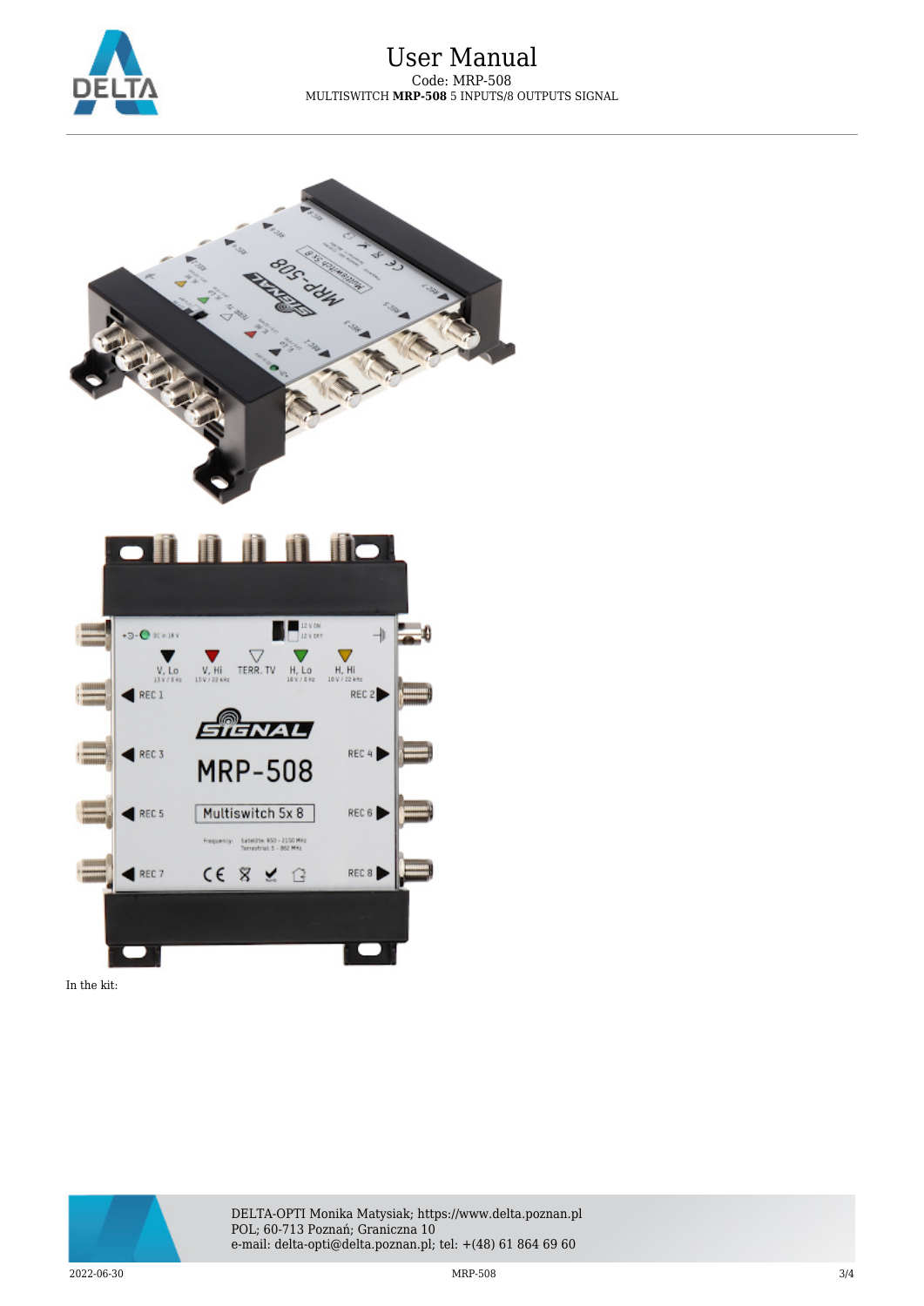In the kit: